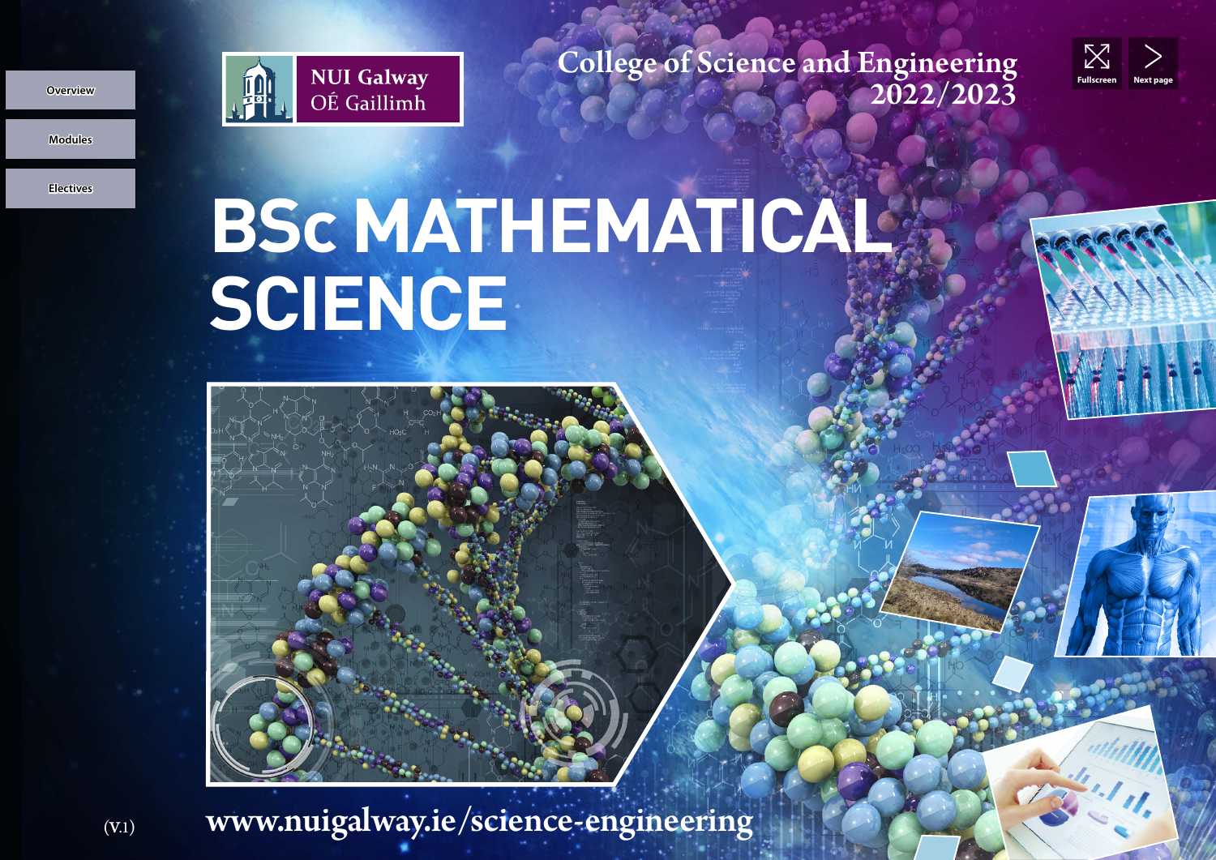Overview

Modules

Electives

NUI Galway
OÉ Gaillimh

College of Science and Engineering
2022/2023

# BSc MATHEMATICAL SCIENCE

www.nuigalway.ie/science-engineering

(V.1)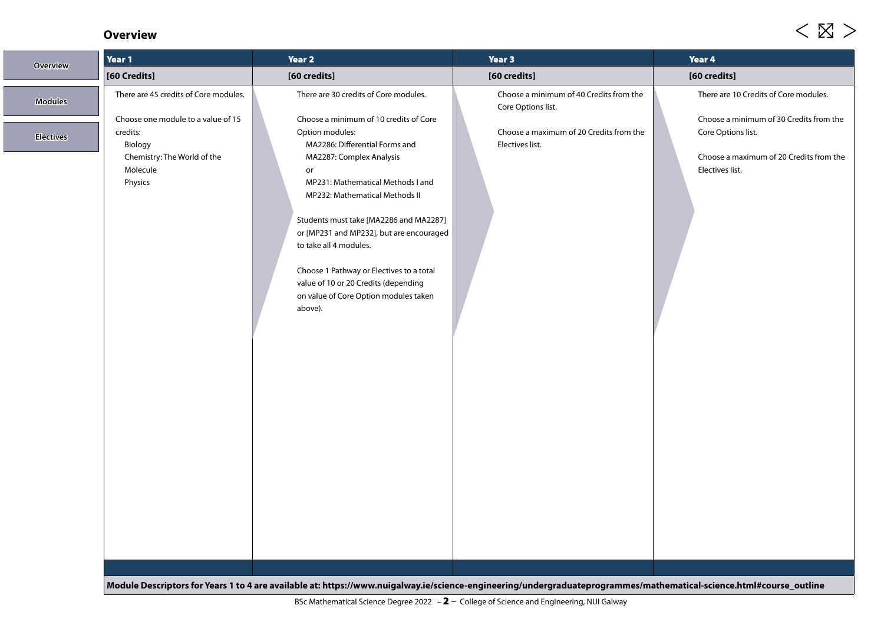## Overview

| Year 1 | Year 2 | Year 3 | Year 4 |
|---|---|---|---|
| **[60 Credits]** | **[60 credits]** | **[60 credits]** | **[60 credits]** |
| There are 45 credits of Core modules.<br><br>Choose one module to a value of 15 credits:<br>Biology<br>Chemistry: The World of the Molecule<br>Physics | There are 30 credits of Core modules.<br><br>Choose a minimum of 10 credits of Core Option modules:<br>MA2286: Differential Forms and MA2287: Complex Analysis<br>or<br>MP231: Mathematical Methods I and MP232: Mathematical Methods II<br><br>Students must take [MA2286 and MA2287] or [MP231 and MP232], but are encouraged to take all 4 modules.<br><br>Choose 1 Pathway or Electives to a total value of 10 or 20 Credits (depending on value of Core Option modules taken above). | Choose a minimum of 40 Credits from the Core Options list.<br><br>Choose a maximum of 20 Credits from the Electives list. | There are 10 Credits of Core modules.<br><br>Choose a minimum of 30 Credits from the Core Options list.<br><br>Choose a maximum of 20 Credits from the Electives list. |

**Module Descriptors for Years 1 to 4 are available at: https://www.nuigalway.ie/science-engineering/undergraduateprogrammes/mathematical-science.html#course_outline**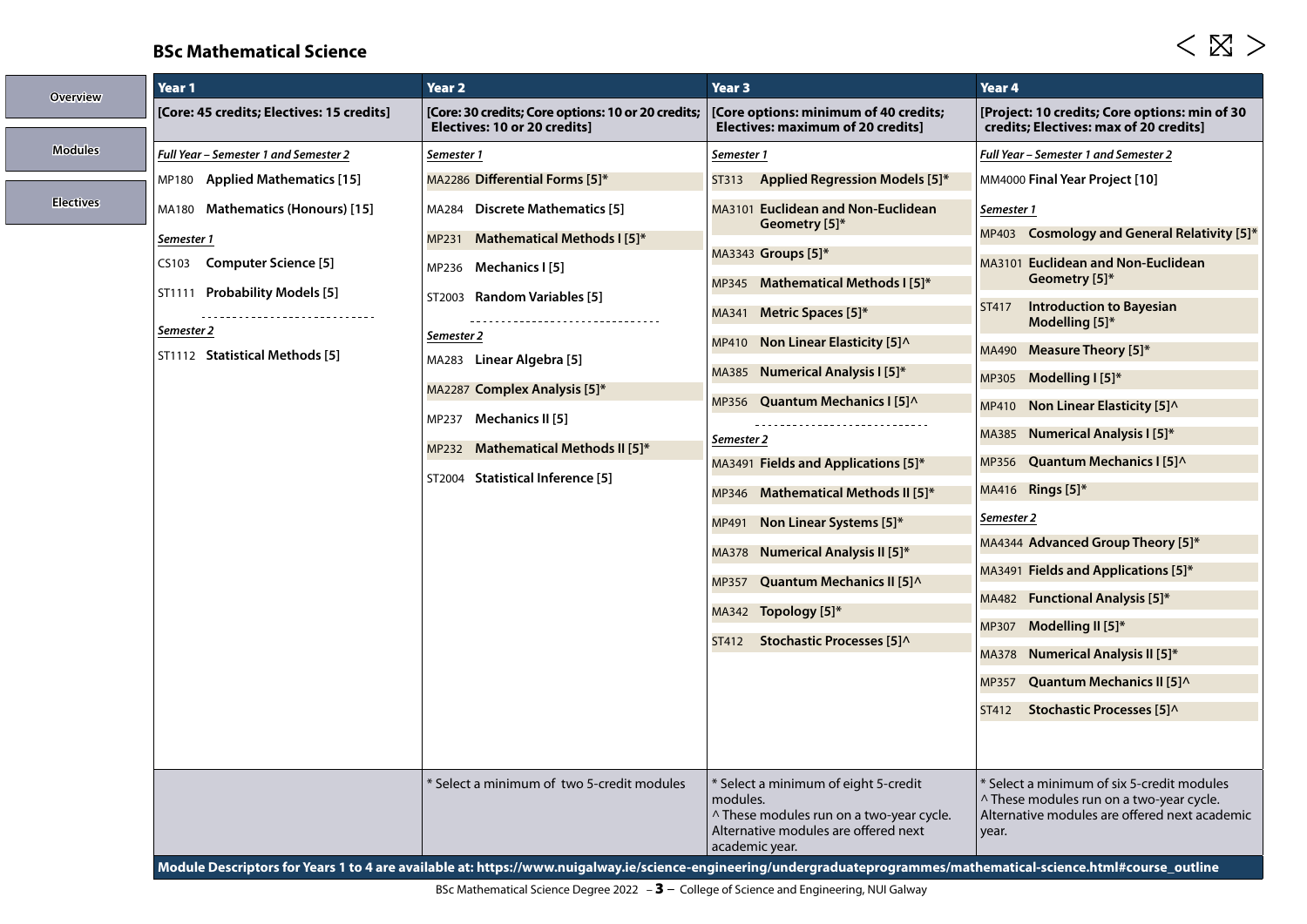# BSc Mathematical Science

| Year 1 | Year 2 | Year 3 | Year 4 |
|---|---|---|---|
| [Core: 45 credits; Electives: 15 credits] | [Core: 30 credits; Core options: 10 or 20 credits; Electives: 10 or 20 credits] | [Core options: minimum of 40 credits; Electives: maximum of 20 credits] | [Project: 10 credits; Core options: min of 30 credits; Electives: max of 20 credits] |
| *Full Year – Semester 1 and Semester 2* | *Semester 1* | *Semester 1* | *Full Year – Semester 1 and Semester 2* |
| MP180 **Applied Mathematics [15]** | MA2286 **Differential Forms [5]*** | ST313 **Applied Regression Models [5]*** | MM4000 **Final Year Project [10]** |
| MA180 **Mathematics (Honours) [15]** | MA284 **Discrete Mathematics [5]** | MA3101 **Euclidean and Non-Euclidean Geometry [5]*** | *Semester 1* |
| *Semester 1* | MP231 **Mathematical Methods I [5]*** | MA3343 **Groups [5]*** | MP403 **Cosmology and General Relativity [5]*** |
| CS103 **Computer Science [5]** | MP236 **Mechanics I [5]** | MP345 **Mathematical Methods I [5]*** | MA3101 **Euclidean and Non-Euclidean Geometry [5]*** |
| ST1111 **Probability Models [5]** | ST2003 **Random Variables [5]** | MA341 **Metric Spaces [5]*** | ST417 **Introduction to Bayesian Modelling [5]*** |
| *Semester 2* | *Semester 2* | MP410 **Non Linear Elasticity [5]^** | MA490 **Measure Theory [5]*** |
| ST1112 **Statistical Methods [5]** | MA283 **Linear Algebra [5]** | MA385 **Numerical Analysis I [5]*** | MP305 **Modelling I [5]*** |
| | MA2287 **Complex Analysis [5]*** | MP356 **Quantum Mechanics I [5]^** | MP410 **Non Linear Elasticity [5]^** |
| | MP237 **Mechanics II [5]** | *Semester 2* | MA385 **Numerical Analysis I [5]*** |
| | MP232 **Mathematical Methods II [5]*** | MA3491 **Fields and Applications [5]*** | MP356 **Quantum Mechanics I [5]^** |
| | ST2004 **Statistical Inference [5]** | MP346 **Mathematical Methods II [5]*** | MA416 **Rings [5]*** |
| | | MP491 **Non Linear Systems [5]*** | *Semester 2* |
| | | MA378 **Numerical Analysis II [5]*** | MA4344 **Advanced Group Theory [5]*** |
| | | MP357 **Quantum Mechanics II [5]^** | MA3491 **Fields and Applications [5]*** |
| | | MA342 **Topology [5]*** | MA482 **Functional Analysis [5]*** |
| | | ST412 **Stochastic Processes [5]^** | MP307 **Modelling II [5]*** |
| | | | MA378 **Numerical Analysis II [5]*** |
| | | | MP357 **Quantum Mechanics II [5]^** |
| | | | ST412 **Stochastic Processes [5]^** |
| | * Select a minimum of two 5-credit modules | * Select a minimum of eight 5-credit modules. ^ These modules run on a two-year cycle. Alternative modules are offered next academic year. | * Select a minimum of six 5-credit modules ^ These modules run on a two-year cycle. Alternative modules are offered next academic year. |

**Module Descriptors for Years 1 to 4 are available at: https://www.nuigalway.ie/science-engineering/undergraduateprogrammes/mathematical-science.html#course_outline**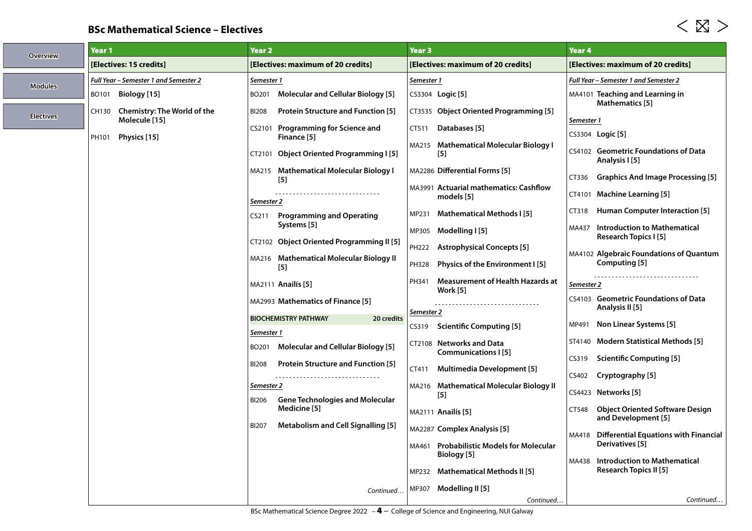## BSc Mathematical Science – Electives

### Year 1

**[Electives: 15 credits]**

*Full Year – Semester 1 and Semester 2*

- BO101 **Biology [15]**
- CH130 **Chemistry: The World of the Molecule [15]**
- PH101 **Physics [15]**

### Year 2

**[Electives: maximum of 20 credits]**

*Semester 1*

- BO201 **Molecular and Cellular Biology [5]**
- BI208 **Protein Structure and Function [5]**
- CS2101 **Programming for Science and Finance [5]**
- CT2101 **Object Oriented Programming I [5]**
- MA215 **Mathematical Molecular Biology I [5]**

*Semester 2*

- CS211 **Programming and Operating Systems [5]**
- CT2102 **Object Oriented Programming II [5]**
- MA216 **Mathematical Molecular Biology II [5]**
- MA2111 **Anailís [5]**
- MA2993 **Mathematics of Finance [5]**

**BIOCHEMISTRY PATHWAY** — **20 credits**

*Semester 1*

- BO201 **Molecular and Cellular Biology [5]**
- BI208 **Protein Structure and Function [5]**

*Semester 2*

- BI206 **Gene Technologies and Molecular Medicine [5]**
- BI207 **Metabolism and Cell Signalling [5]**

*Continued…*

### Year 3

**[Electives: maximum of 20 credits]**

*Semester 1*

- CS3304 **Logic [5]**
- CT3535 **Object Oriented Programming [5]**
- CT511 **Databases [5]**
- MA215 **Mathematical Molecular Biology I [5]**
- MA2286 **Differential Forms [5]**
- MA3991 **Actuarial mathematics: Cashflow models [5]**
- MP231 **Mathematical Methods I [5]**
- MP305 **Modelling I [5]**
- PH222 **Astrophysical Concepts [5]**
- PH328 **Physics of the Environment I [5]**
- PH341 **Measurement of Health Hazards at Work [5]**

*Semester 2*

- CS319 **Scientific Computing [5]**
- CT2108 **Networks and Data Communications I [5]**
- CT411 **Multimedia Development [5]**
- MA216 **Mathematical Molecular Biology II [5]**
- MA2111 **Anailís [5]**
- MA2287 **Complex Analysis [5]**
- MA461 **Probabilistic Models for Molecular Biology [5]**
- MP232 **Mathematical Methods II [5]**
- MP307 **Modelling II [5]**

*Continued…*

### Year 4

**[Electives: maximum of 20 credits]**

*Full Year – Semester 1 and Semester 2*

- MA4101 **Teaching and Learning in Mathematics [5]**

*Semester 1*

- CS3304 **Logic [5]**
- CS4102 **Geometric Foundations of Data Analysis I [5]**
- CT336 **Graphics And Image Processing [5]**
- CT4101 **Machine Learning [5]**
- CT318 **Human Computer Interaction [5]**
- MA437 **Introduction to Mathematical Research Topics I [5]**
- MA4102 **Algebraic Foundations of Quantum Computing [5]**

*Semester 2*

- CS4103 **Geometric Foundations of Data Analysis II [5]**
- MP491 **Non Linear Systems [5]**
- ST4140 **Modern Statistical Methods [5]**
- CS319 **Scientific Computing [5]**
- CS402 **Cryptography [5]**
- CS4423 **Networks [5]**
- CT548 **Object Oriented Software Design and Development [5]**
- MA418 **Differential Equations with Financial Derivatives [5]**
- MA438 **Introduction to Mathematical Research Topics II [5]**

*Continued…*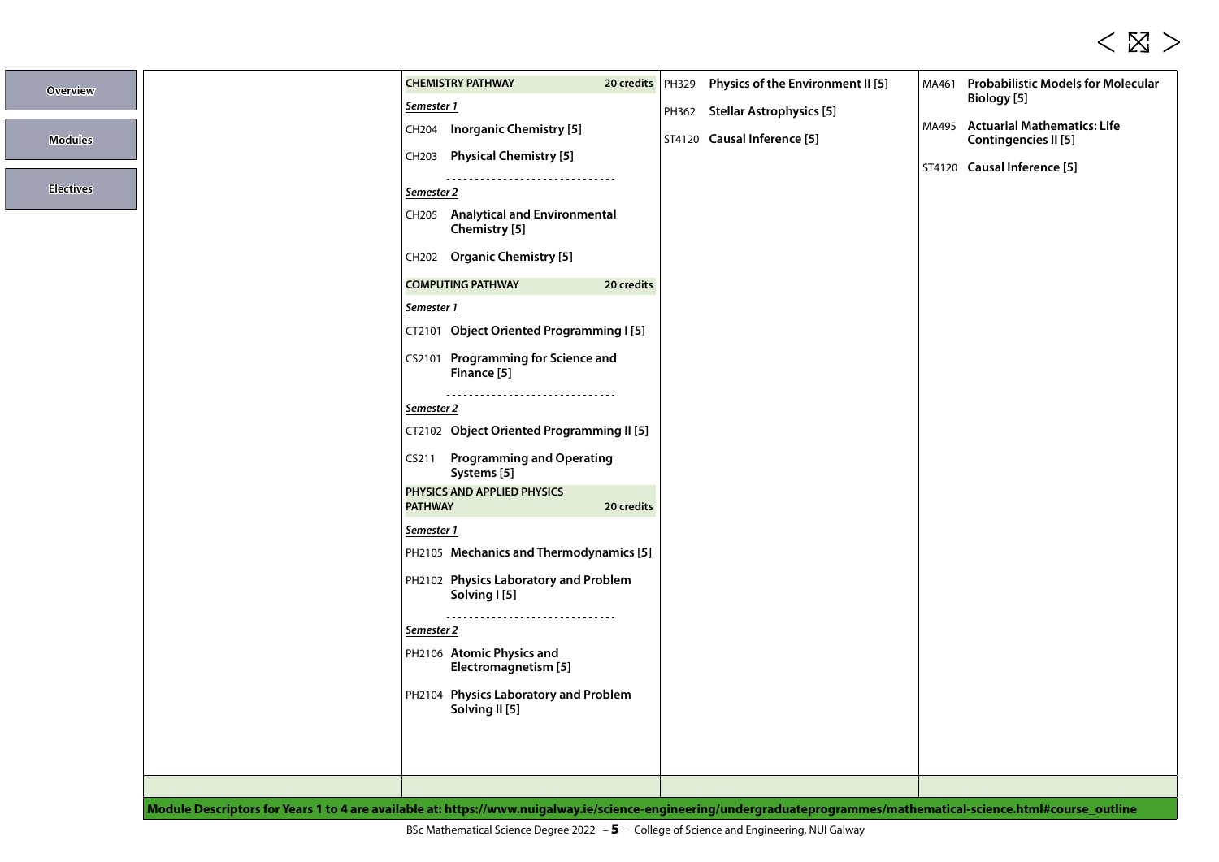**CHEMISTRY PATHWAY** — 20 credits

*Semester 1*

CH204 **Inorganic Chemistry [5]**

CH203 **Physical Chemistry [5]**

*Semester 2*

CH205 **Analytical and Environmental Chemistry [5]**

CH202 **Organic Chemistry [5]**

**COMPUTING PATHWAY** — 20 credits

*Semester 1*

CT2101 **Object Oriented Programming I [5]**

CS2101 **Programming for Science and Finance [5]**

*Semester 2*

CT2102 **Object Oriented Programming II [5]**

CS211 **Programming and Operating Systems [5]**

**PHYSICS AND APPLIED PHYSICS PATHWAY** — 20 credits

*Semester 1*

PH2105 **Mechanics and Thermodynamics [5]**

PH2102 **Physics Laboratory and Problem Solving I [5]**

*Semester 2*

PH2106 **Atomic Physics and Electromagnetism [5]**

PH2104 **Physics Laboratory and Problem Solving II [5]**

PH329 **Physics of the Environment II [5]**

PH362 **Stellar Astrophysics [5]**

ST4120 **Causal Inference [5]**

MA461 **Probabilistic Models for Molecular Biology [5]**

MA495 **Actuarial Mathematics: Life Contingencies II [5]**

ST4120 **Causal Inference [5]**

**Module Descriptors for Years 1 to 4 are available at: https://www.nuigalway.ie/science-engineering/undergraduateprogrammes/mathematical-science.html#course_outline**